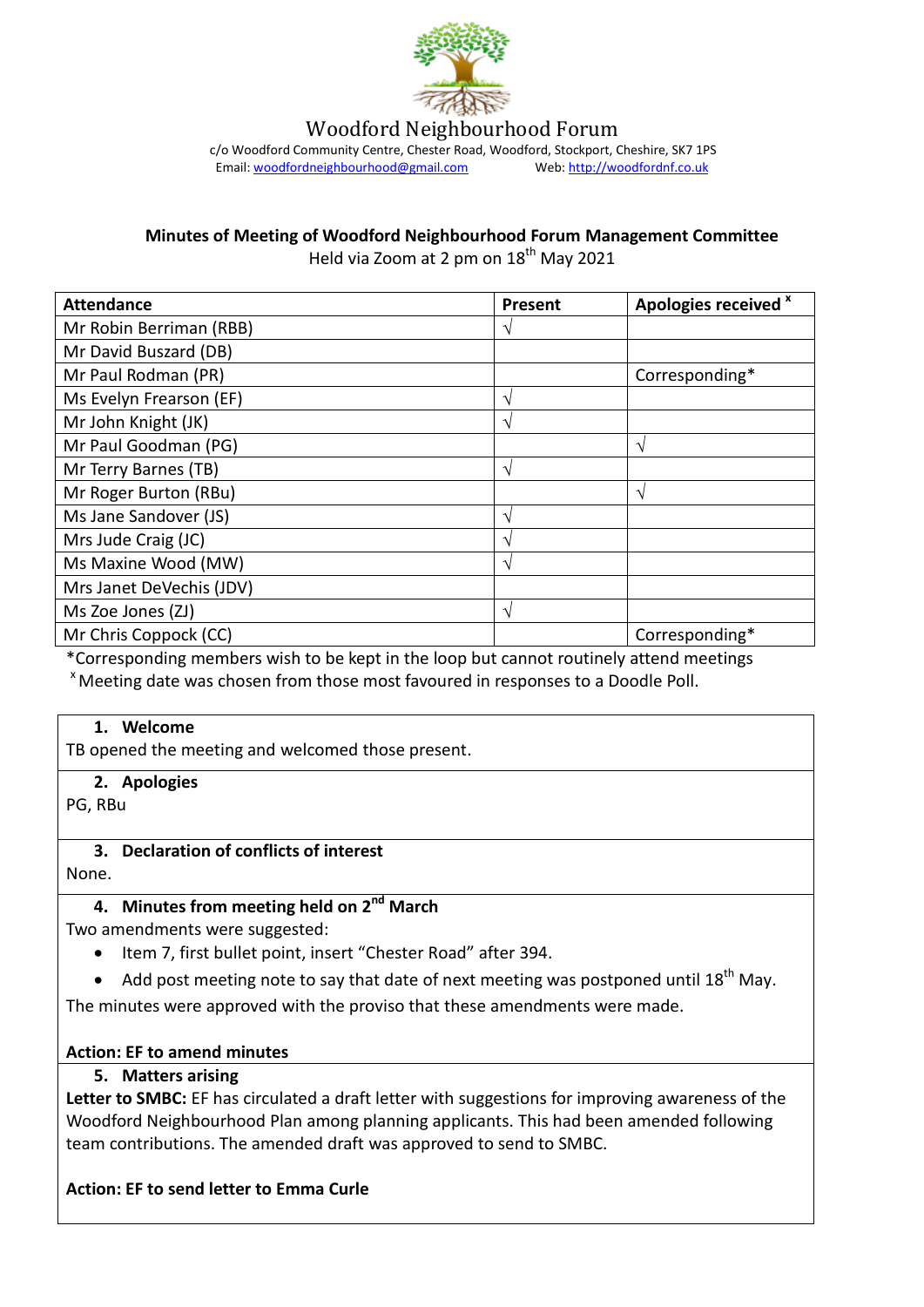# Woodford Neighbourhood Forum

c/o Woodford Community Centre, Chester Road, Woodford, Stockport, Cheshire, SK7 1PS
Email: woodfordneighbourhood@gmail.com Web: http://woodfordnf.co.uk

## Minutes of Meeting of Woodford Neighbourhood Forum Management Committee

Held via Zoom at 2 pm on 18th May 2021

| Attendance | Present | Apologies received [x] |
|---|---|---|
| Mr Robin Berriman (RBB) | √ | |
| Mr David Buszard (DB) | | |
| Mr Paul Rodman (PR) | | Corresponding* |
| Ms Evelyn Frearson (EF) | √ | |
| Mr John Knight (JK) | √ | |
| Mr Paul Goodman (PG) | | √ |
| Mr Terry Barnes (TB) | √ | |
| Mr Roger Burton (RBu) | | √ |
| Ms Jane Sandover (JS) | √ | |
| Mrs Jude Craig (JC) | √ | |
| Ms Maxine Wood (MW) | √ | |
| Mrs Janet DeVechis (JDV) | | |
| Ms Zoe Jones (ZJ) | √ | |
| Mr Chris Coppock (CC) | | Corresponding* |

*Corresponding members wish to be kept in the loop but cannot routinely attend meetings
[x] Meeting date was chosen from those most favoured in responses to a Doodle Poll.

### 1. Welcome

TB opened the meeting and welcomed those present.

### 2. Apologies

PG, RBu

### 3. Declaration of conflicts of interest

None.

### 4. Minutes from meeting held on 2nd March

Two amendments were suggested:

- Item 7, first bullet point, insert "Chester Road" after 394.
- Add post meeting note to say that date of next meeting was postponed until 18th May.

The minutes were approved with the proviso that these amendments were made.

**Action: EF to amend minutes**

### 5. Matters arising

**Letter to SMBC:** EF has circulated a draft letter with suggestions for improving awareness of the Woodford Neighbourhood Plan among planning applicants. This had been amended following team contributions. The amended draft was approved to send to SMBC.

**Action: EF to send letter to Emma Curle**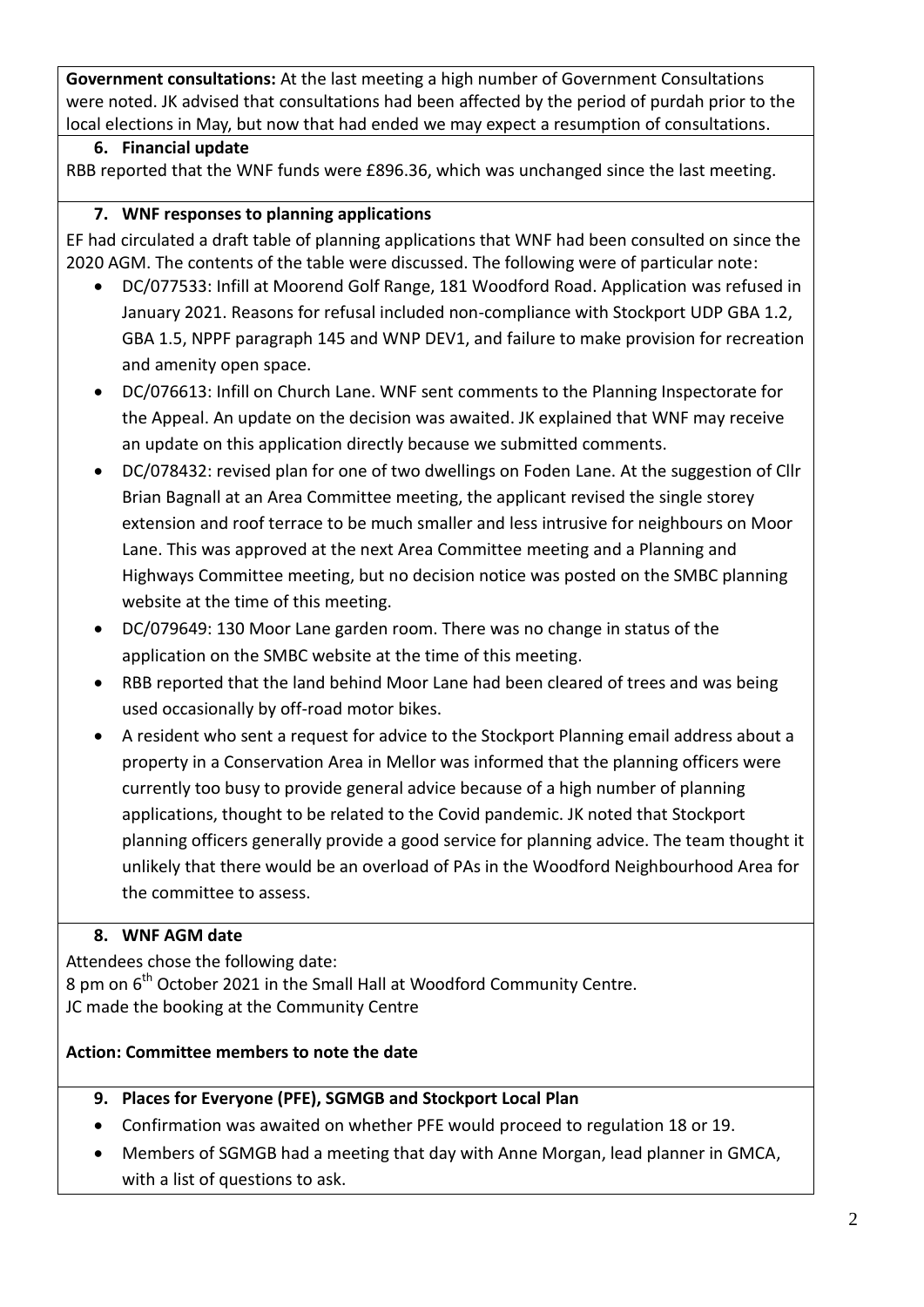**Government consultations:** At the last meeting a high number of Government Consultations were noted. JK advised that consultations had been affected by the period of purdah prior to the local elections in May, but now that had ended we may expect a resumption of consultations.

### 6. Financial update

RBB reported that the WNF funds were £896.36, which was unchanged since the last meeting.

### 7. WNF responses to planning applications

EF had circulated a draft table of planning applications that WNF had been consulted on since the 2020 AGM. The contents of the table were discussed. The following were of particular note:

- DC/077533: Infill at Moorend Golf Range, 181 Woodford Road. Application was refused in January 2021. Reasons for refusal included non-compliance with Stockport UDP GBA 1.2, GBA 1.5, NPPF paragraph 145 and WNP DEV1, and failure to make provision for recreation and amenity open space.
- DC/076613: Infill on Church Lane. WNF sent comments to the Planning Inspectorate for the Appeal. An update on the decision was awaited. JK explained that WNF may receive an update on this application directly because we submitted comments.
- DC/078432: revised plan for one of two dwellings on Foden Lane. At the suggestion of Cllr Brian Bagnall at an Area Committee meeting, the applicant revised the single storey extension and roof terrace to be much smaller and less intrusive for neighbours on Moor Lane. This was approved at the next Area Committee meeting and a Planning and Highways Committee meeting, but no decision notice was posted on the SMBC planning website at the time of this meeting.
- DC/079649: 130 Moor Lane garden room. There was no change in status of the application on the SMBC website at the time of this meeting.
- RBB reported that the land behind Moor Lane had been cleared of trees and was being used occasionally by off-road motor bikes.
- A resident who sent a request for advice to the Stockport Planning email address about a property in a Conservation Area in Mellor was informed that the planning officers were currently too busy to provide general advice because of a high number of planning applications, thought to be related to the Covid pandemic. JK noted that Stockport planning officers generally provide a good service for planning advice. The team thought it unlikely that there would be an overload of PAs in the Woodford Neighbourhood Area for the committee to assess.

### 8. WNF AGM date

Attendees chose the following date:
8 pm on 6th October 2021 in the Small Hall at Woodford Community Centre.
JC made the booking at the Community Centre

**Action: Committee members to note the date**

### 9. Places for Everyone (PFE), SGMGB and Stockport Local Plan

- Confirmation was awaited on whether PFE would proceed to regulation 18 or 19.
- Members of SGMGB had a meeting that day with Anne Morgan, lead planner in GMCA, with a list of questions to ask.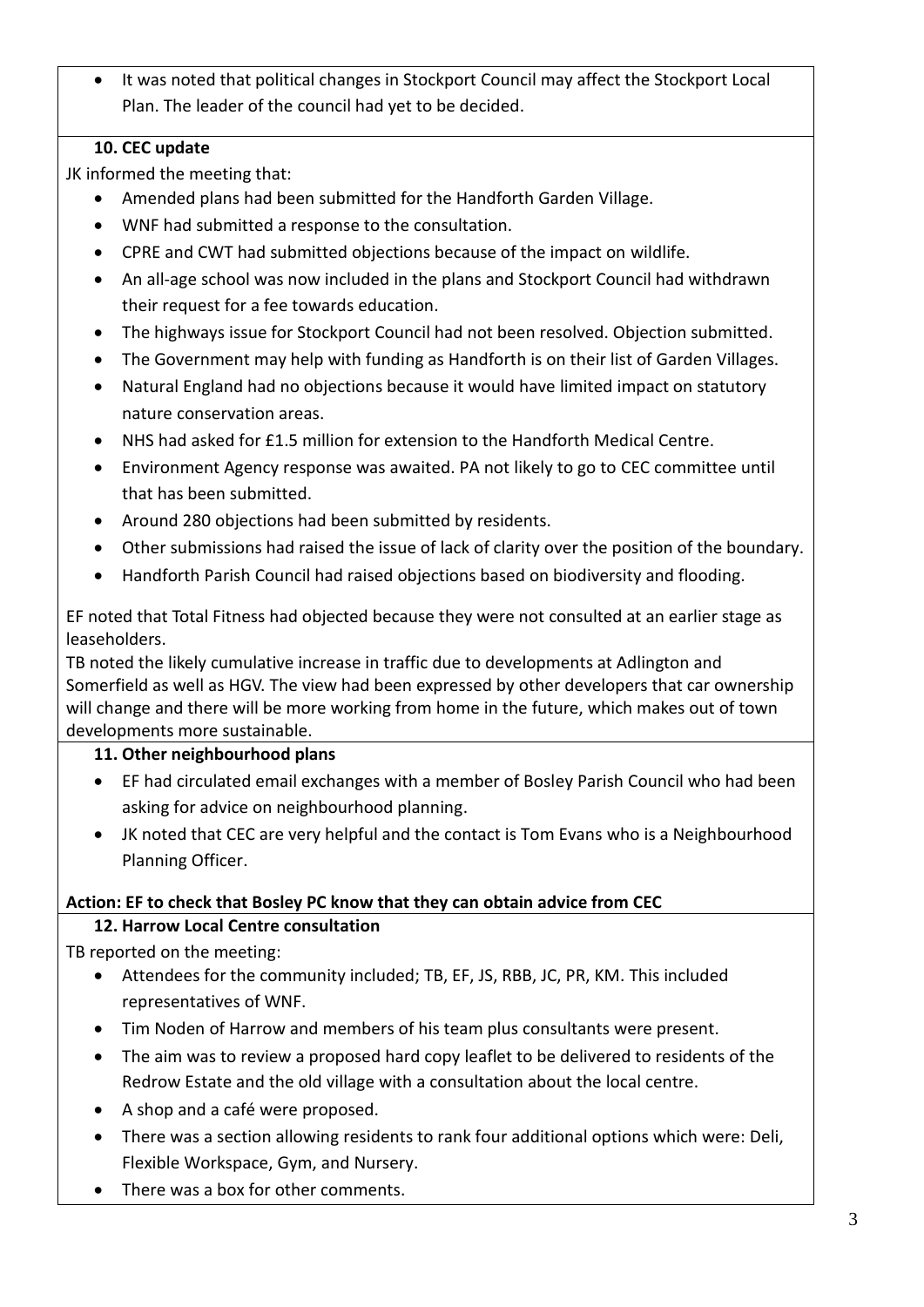- It was noted that political changes in Stockport Council may affect the Stockport Local Plan. The leader of the council had yet to be decided.

### 10. CEC update

JK informed the meeting that:

- Amended plans had been submitted for the Handforth Garden Village.
- WNF had submitted a response to the consultation.
- CPRE and CWT had submitted objections because of the impact on wildlife.
- An all-age school was now included in the plans and Stockport Council had withdrawn their request for a fee towards education.
- The highways issue for Stockport Council had not been resolved. Objection submitted.
- The Government may help with funding as Handforth is on their list of Garden Villages.
- Natural England had no objections because it would have limited impact on statutory nature conservation areas.
- NHS had asked for £1.5 million for extension to the Handforth Medical Centre.
- Environment Agency response was awaited. PA not likely to go to CEC committee until that has been submitted.
- Around 280 objections had been submitted by residents.
- Other submissions had raised the issue of lack of clarity over the position of the boundary.
- Handforth Parish Council had raised objections based on biodiversity and flooding.

EF noted that Total Fitness had objected because they were not consulted at an earlier stage as leaseholders.

TB noted the likely cumulative increase in traffic due to developments at Adlington and Somerfield as well as HGV. The view had been expressed by other developers that car ownership will change and there will be more working from home in the future, which makes out of town developments more sustainable.

### 11. Other neighbourhood plans

- EF had circulated email exchanges with a member of Bosley Parish Council who had been asking for advice on neighbourhood planning.
- JK noted that CEC are very helpful and the contact is Tom Evans who is a Neighbourhood Planning Officer.

**Action: EF to check that Bosley PC know that they can obtain advice from CEC**

### 12. Harrow Local Centre consultation

TB reported on the meeting:

- Attendees for the community included; TB, EF, JS, RBB, JC, PR, KM. This included representatives of WNF.
- Tim Noden of Harrow and members of his team plus consultants were present.
- The aim was to review a proposed hard copy leaflet to be delivered to residents of the Redrow Estate and the old village with a consultation about the local centre.
- A shop and a café were proposed.
- There was a section allowing residents to rank four additional options which were: Deli, Flexible Workspace, Gym, and Nursery.
- There was a box for other comments.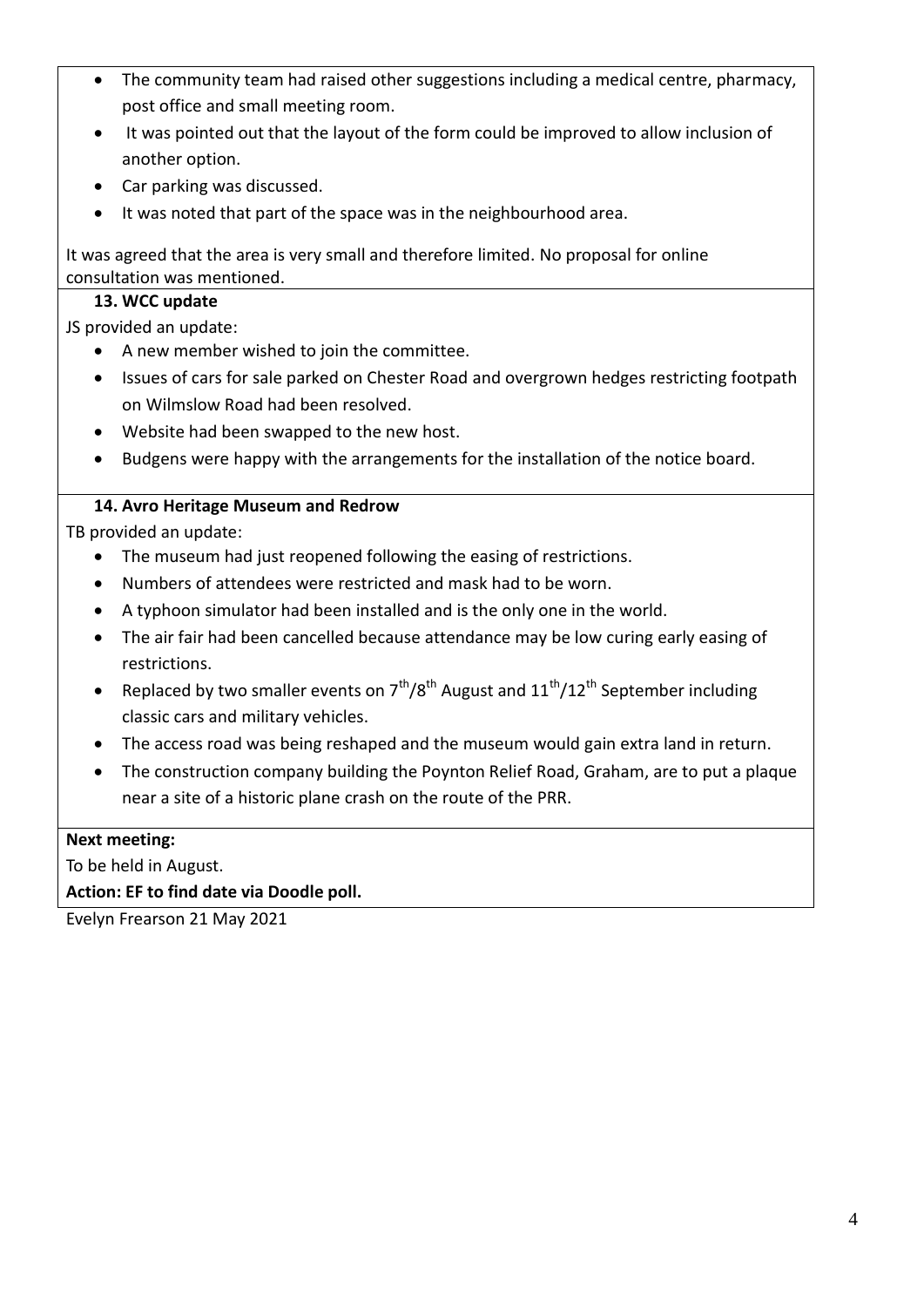- The community team had raised other suggestions including a medical centre, pharmacy, post office and small meeting room.
- It was pointed out that the layout of the form could be improved to allow inclusion of another option.
- Car parking was discussed.
- It was noted that part of the space was in the neighbourhood area.

It was agreed that the area is very small and therefore limited. No proposal for online consultation was mentioned.

### 13. WCC update

JS provided an update:

- A new member wished to join the committee.
- Issues of cars for sale parked on Chester Road and overgrown hedges restricting footpath on Wilmslow Road had been resolved.
- Website had been swapped to the new host.
- Budgens were happy with the arrangements for the installation of the notice board.

### 14. Avro Heritage Museum and Redrow

TB provided an update:

- The museum had just reopened following the easing of restrictions.
- Numbers of attendees were restricted and mask had to be worn.
- A typhoon simulator had been installed and is the only one in the world.
- The air fair had been cancelled because attendance may be low curing early easing of restrictions.
- Replaced by two smaller events on 7th/8th August and 11th/12th September including classic cars and military vehicles.
- The access road was being reshaped and the museum would gain extra land in return.
- The construction company building the Poynton Relief Road, Graham, are to put a plaque near a site of a historic plane crash on the route of the PRR.

**Next meeting:**

To be held in August.

**Action: EF to find date via Doodle poll.**

Evelyn Frearson 21 May 2021